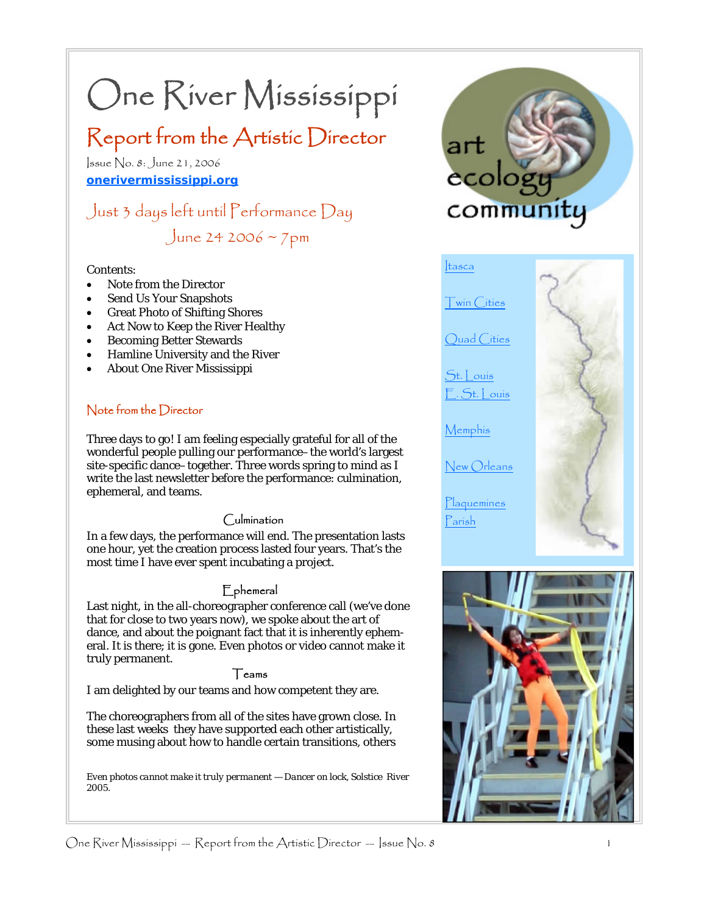# One River Mississippi

## Report from the Artistic Director

Issue No. 8: June 21, 2006

**onerivermississippi.org**

### Just 3 days left until Performance Day
### June 24 2006 ~ 7pm

Contents:

- Note from the Director
- Send Us Your Snapshots
- Great Photo of Shifting Shores
- Act Now to Keep the River Healthy
- Becoming Better Stewards
- Hamline University and the River
- About One River Mississippi

art ecology community

- Itasca
- Twin Cities
- Quad Cities
- St. Louis
- E. St. Louis
- Memphis
- New Orleans
- Plaquemines Parish

### Note from the Director

Three days to go! I am feeling especially grateful for all of the wonderful people pulling our performance– the world's largest site-specific dance– together. Three words spring to mind as I write the last newsletter before the performance: culmination, ephemeral, and teams.

#### Culmination

In a few days, the performance will end. The presentation lasts one hour, yet the creation process lasted four years. That's the most time I have ever spent incubating a project.

#### Ephemeral

Last night, in the all-choreographer conference call (we've done that for close to two years now), we spoke about the art of dance, and about the poignant fact that it is inherently ephemeral. It is there; it is gone. Even photos or video cannot make it truly permanent.

#### Teams

I am delighted by our teams and how competent they are.

The choreographers from all of the sites have grown close. In these last weeks they have supported each other artistically, some musing about how to handle certain transitions, others

*Even photos cannot make it truly permanent — Dancer on lock, Solstice River 2005.*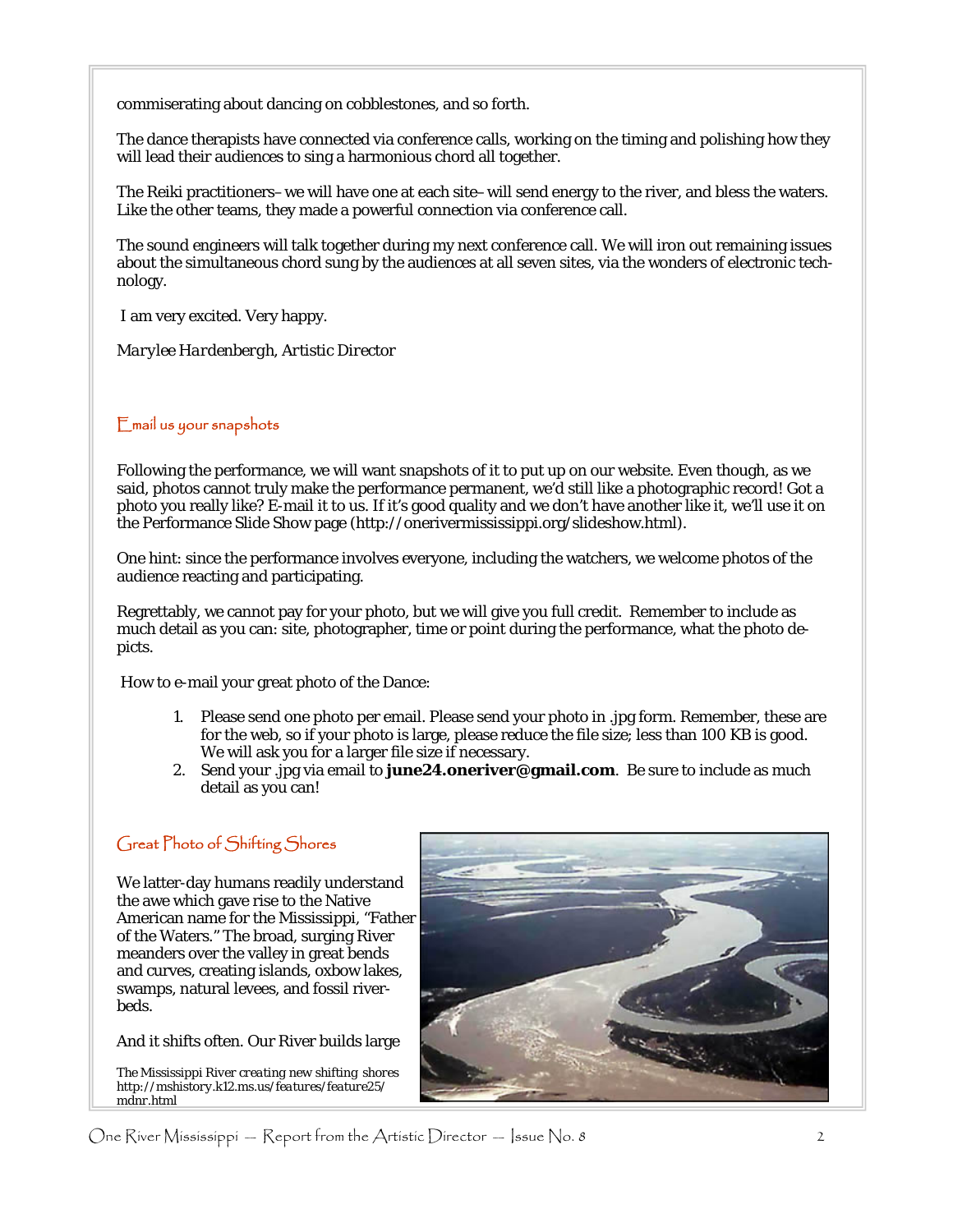commiserating about dancing on cobblestones, and so forth.

The dance therapists have connected via conference calls, working on the timing and polishing how they will lead their audiences to sing a harmonious chord all together.

The Reiki practitioners– we will have one at each site– will send energy to the river, and bless the waters. Like the other teams, they made a powerful connection via conference call.

The sound engineers will talk together during my next conference call. We will iron out remaining issues about the simultaneous chord sung by the audiences at all seven sites, via the wonders of electronic technology.

I am very excited. Very happy.

*Marylee Hardenbergh, Artistic Director*

## Email us your snapshots

Following the performance, we will want snapshots of it to put up on our website. Even though, as we said, photos cannot truly make the performance permanent, we'd still like a photographic record! Got a photo you really like? E-mail it to us. If it's good quality and we don't have another like it, we'll use it on the Performance Slide Show page (http://onerivermississippi.org/slideshow.html).

One hint: since the performance involves everyone, including the watchers, we welcome photos of the audience reacting and participating.

Regrettably, we cannot pay for your photo, but we will give you full credit. Remember to include as much detail as you can: site, photographer, time or point during the performance, what the photo depicts.

How to e-mail your great photo of the Dance:

1. Please send one photo per email. Please send your photo in .jpg form. Remember, these are for the web, so if your photo is large, please reduce the file size; less than 100 KB is good. We will ask you for a larger file size if necessary.
2. Send your .jpg via email to **june24.oneriver@gmail.com**. Be sure to include as much detail as you can!

## Great Photo of Shifting Shores

We latter-day humans readily understand the awe which gave rise to the Native American name for the Mississippi, "Father of the Waters." The broad, surging River meanders over the valley in great bends and curves, creating islands, oxbow lakes, swamps, natural levees, and fossil riverbeds.

And it shifts often. Our River builds large

*The Mississippi River creating new shifting shores http://mshistory.k12.ms.us/features/feature25/mdnr.html*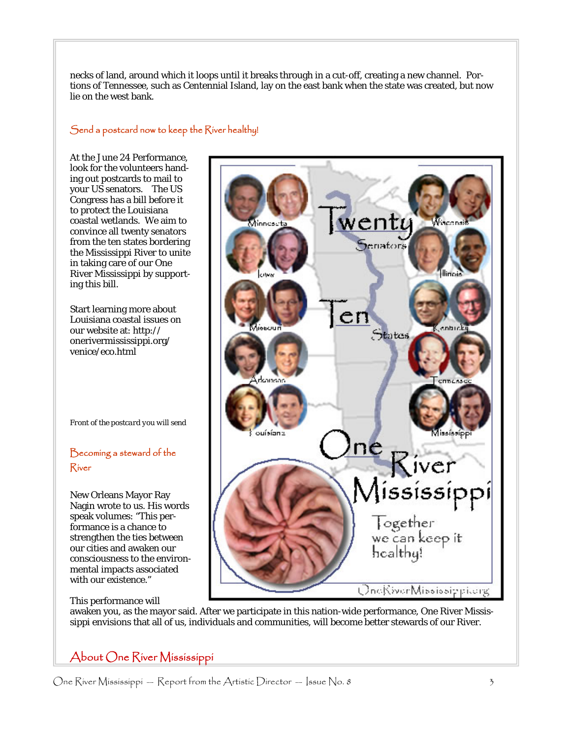necks of land, around which it loops until it breaks through in a cut-off, creating a new channel. Portions of Tennessee, such as Centennial Island, lay on the east bank when the state was created, but now lie on the west bank.

## Send a postcard now to keep the River healthy!

At the June 24 Performance, look for the volunteers handing out postcards to mail to your US senators. The US Congress has a bill before it to protect the Louisiana coastal wetlands. We aim to convince all twenty senators from the ten states bordering the Mississippi River to unite in taking care of our One River Mississippi by supporting this bill.

Start learning more about Louisiana coastal issues on our website at: http://onerivermississippi.org/venice/eco.html

Front of the postcard you will send

## Becoming a steward of the River

New Orleans Mayor Ray Nagin wrote to us. His words speak volumes: "This performance is a chance to strengthen the ties between our cities and awaken our consciousness to the environmental impacts associated with our existence."

This performance will awaken you, as the mayor said. After we participate in this nation-wide performance, One River Mississippi envisions that all of us, individuals and communities, will become better stewards of our River.

## About One River Mississippi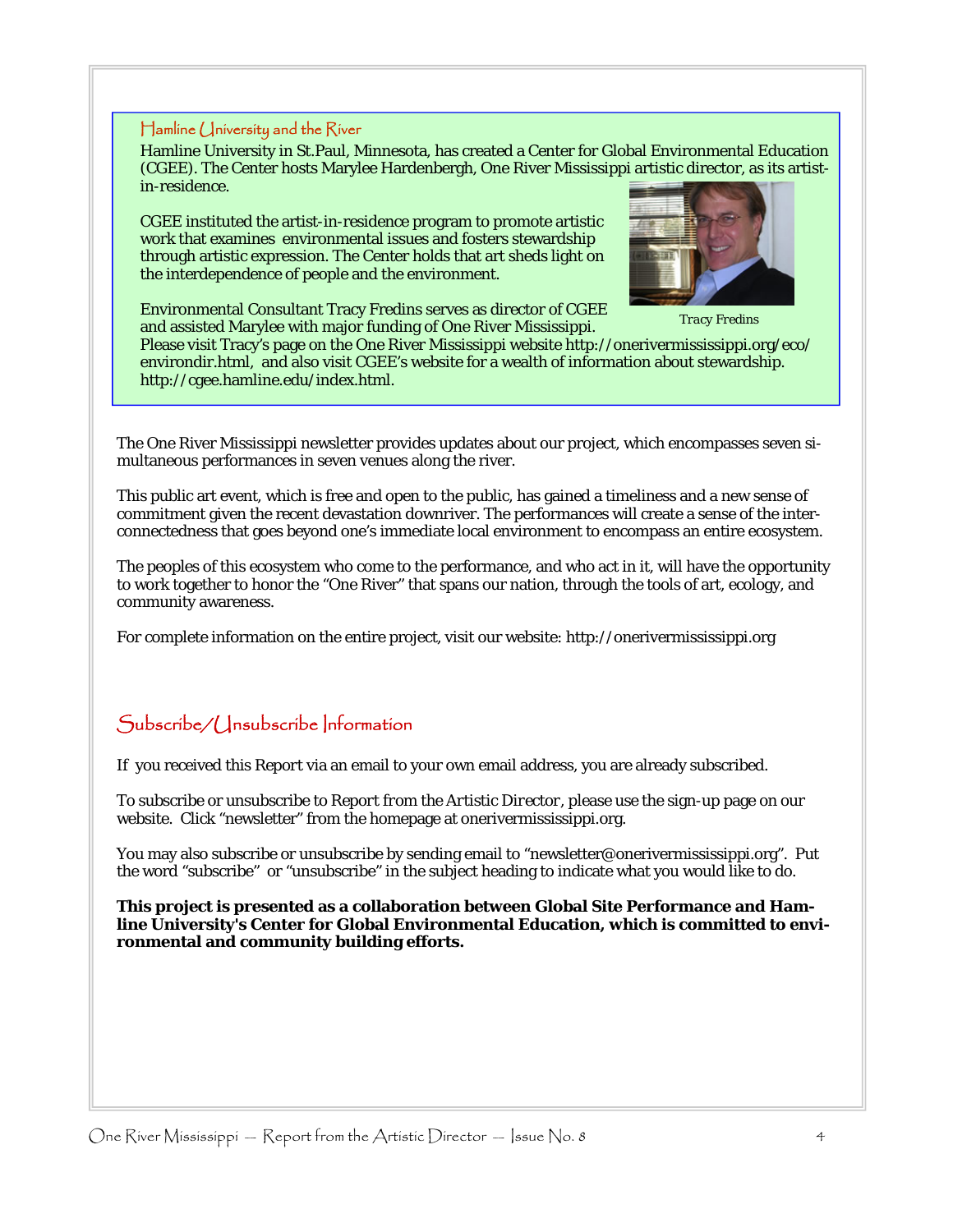## Hamline University and the River

Hamline University in St.Paul, Minnesota, has created a Center for Global Environmental Education (CGEE). The Center hosts Marylee Hardenbergh, One River Mississippi artistic director, as its artist-in-residence.

CGEE instituted the artist-in-residence program to promote artistic work that examines environmental issues and fosters stewardship through artistic expression. The Center holds that art sheds light on the interdependence of people and the environment.

Tracy Fredins

Environmental Consultant Tracy Fredins serves as director of CGEE and assisted Marylee with major funding of One River Mississippi. Please visit Tracy's page on the One River Mississippi website http://onerivermississippi.org/eco/environdir.html, and also visit CGEE's website for a wealth of information about stewardship. http://cgee.hamline.edu/index.html.

The One River Mississippi newsletter provides updates about our project, which encompasses seven simultaneous performances in seven venues along the river.

This public art event, which is free and open to the public, has gained a timeliness and a new sense of commitment given the recent devastation downriver. The performances will create a sense of the interconnectedness that goes beyond one's immediate local environment to encompass an entire ecosystem.

The peoples of this ecosystem who come to the performance, and who act in it, will have the opportunity to work together to honor the "One River" that spans our nation, through the tools of art, ecology, and community awareness.

For complete information on the entire project, visit our website: http://onerivermississippi.org

## Subscribe/Unsubscribe Information

If you received this Report via an email to your own email address, you are already subscribed.

To subscribe or unsubscribe to *Report from the Artistic Director*, please use the sign-up page on our website. Click "newsletter" from the homepage at onerivermississippi.org.

You may also subscribe or unsubscribe by sending email to "newsletter@onerivermississippi.org". Put the word "subscribe" or "unsubscribe" in the subject heading to indicate what you would like to do.

**This project is presented as a collaboration between Global Site Performance and Hamline University's Center for Global Environmental Education, which is committed to environmental and community building efforts.**